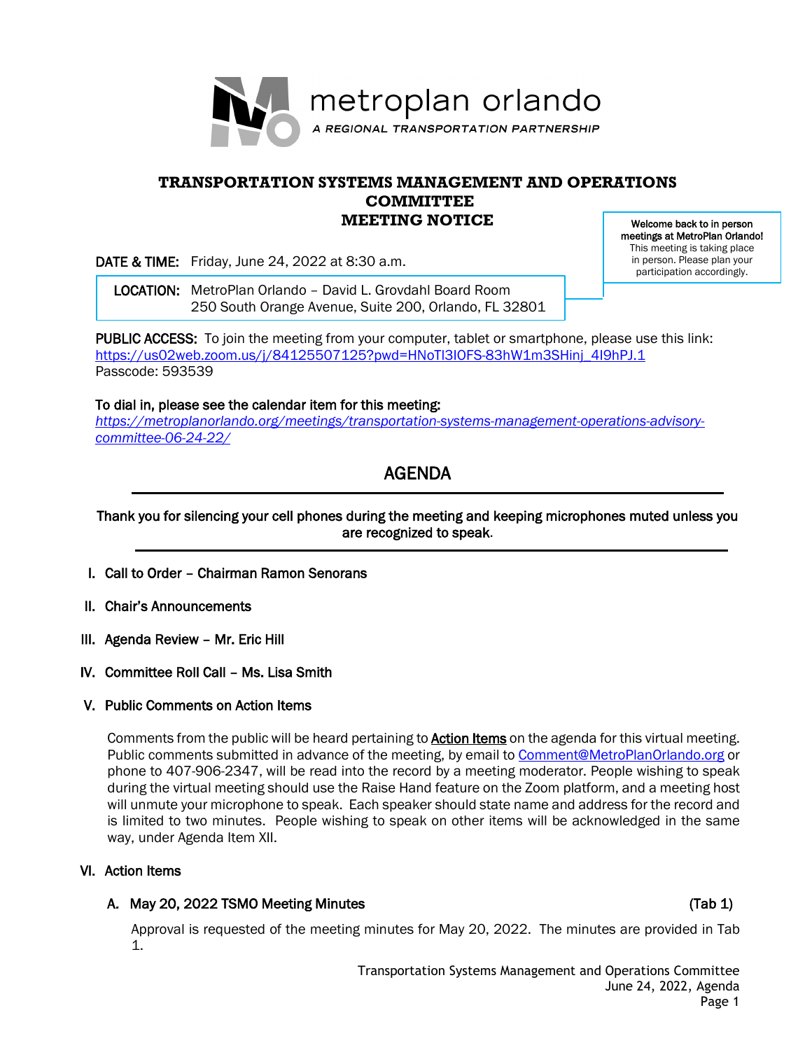metroplan orlando

*A REGIONAL TRANSPORTATION PARTNERSHIP*

# TRANSPORTATION SYSTEMS MANAGEMENT AND OPERATIONS COMMITTEE
# MEETING NOTICE

**Welcome back to in person meetings at MetroPlan Orlando!**
This meeting is taking place in person. Please plan your participation accordingly.

**DATE & TIME:** Friday, June 24, 2022 at 8:30 a.m.

**LOCATION:** MetroPlan Orlando – David L. Grovdahl Board Room
250 South Orange Avenue, Suite 200, Orlando, FL 32801

**PUBLIC ACCESS:** To join the meeting from your computer, tablet or smartphone, please use this link:
https://us02web.zoom.us/j/84125507125?pwd=HNoTI3IOFS-83hW1m3SHinj_4I9hPJ.1
Passcode: 593539

**To dial in, please see the calendar item for this meeting:**
*https://metroplanorlando.org/meetings/transportation-systems-management-operations-advisory-committee-06-24-22/*

## AGENDA

**Thank you for silencing your cell phones during the meeting and keeping microphones muted unless you are recognized to speak.**

**I. Call to Order – Chairman Ramon Senorans**

**II. Chair's Announcements**

**III. Agenda Review – Mr. Eric Hill**

**IV. Committee Roll Call – Ms. Lisa Smith**

**V. Public Comments on Action Items**

Comments from the public will be heard pertaining to **Action Items** on the agenda for this virtual meeting. Public comments submitted in advance of the meeting, by email to Comment@MetroPlanOrlando.org or phone to 407-906-2347, will be read into the record by a meeting moderator. People wishing to speak during the virtual meeting should use the Raise Hand feature on the Zoom platform, and a meeting host will unmute your microphone to speak. Each speaker should state name and address for the record and is limited to two minutes. People wishing to speak on other items will be acknowledged in the same way, under Agenda Item XII.

**VI. Action Items**

**A. May 20, 2022 TSMO Meeting Minutes** (Tab 1)

Approval is requested of the meeting minutes for May 20, 2022. The minutes are provided in Tab 1.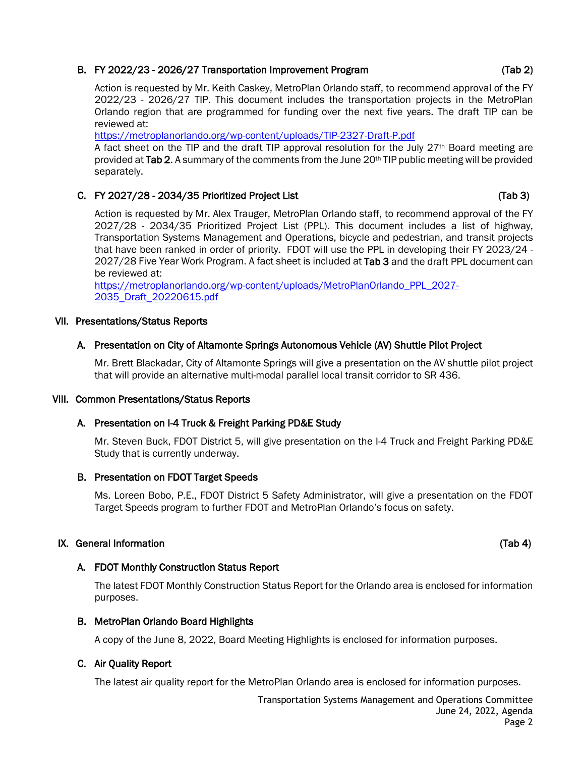### B. FY 2022/23 - 2026/27 Transportation Improvement Program (Tab 2)

Action is requested by Mr. Keith Caskey, MetroPlan Orlando staff, to recommend approval of the FY 2022/23 - 2026/27 TIP. This document includes the transportation projects in the MetroPlan Orlando region that are programmed for funding over the next five years. The draft TIP can be reviewed at:
https://metroplanorlando.org/wp-content/uploads/TIP-2327-Draft-P.pdf
A fact sheet on the TIP and the draft TIP approval resolution for the July 27th Board meeting are provided at **Tab 2**. A summary of the comments from the June 20th TIP public meeting will be provided separately.

### C. FY 2027/28 - 2034/35 Prioritized Project List (Tab 3)

Action is requested by Mr. Alex Trauger, MetroPlan Orlando staff, to recommend approval of the FY 2027/28 - 2034/35 Prioritized Project List (PPL). This document includes a list of highway, Transportation Systems Management and Operations, bicycle and pedestrian, and transit projects that have been ranked in order of priority. FDOT will use the PPL in developing their FY 2023/24 - 2027/28 Five Year Work Program. A fact sheet is included at **Tab 3** and the draft PPL document can be reviewed at:
https://metroplanorlando.org/wp-content/uploads/MetroPlanOrlando_PPL_2027-2035_Draft_20220615.pdf

## VII. Presentations/Status Reports

### A. Presentation on City of Altamonte Springs Autonomous Vehicle (AV) Shuttle Pilot Project

Mr. Brett Blackadar, City of Altamonte Springs will give a presentation on the AV shuttle pilot project that will provide an alternative multi-modal parallel local transit corridor to SR 436.

## VIII. Common Presentations/Status Reports

### A. Presentation on I-4 Truck & Freight Parking PD&E Study

Mr. Steven Buck, FDOT District 5, will give presentation on the I-4 Truck and Freight Parking PD&E Study that is currently underway.

### B. Presentation on FDOT Target Speeds

Ms. Loreen Bobo, P.E., FDOT District 5 Safety Administrator, will give a presentation on the FDOT Target Speeds program to further FDOT and MetroPlan Orlando's focus on safety.

## IX. General Information (Tab 4)

### A. FDOT Monthly Construction Status Report

The latest FDOT Monthly Construction Status Report for the Orlando area is enclosed for information purposes.

### B. MetroPlan Orlando Board Highlights

A copy of the June 8, 2022, Board Meeting Highlights is enclosed for information purposes.

### C. Air Quality Report

The latest air quality report for the MetroPlan Orlando area is enclosed for information purposes.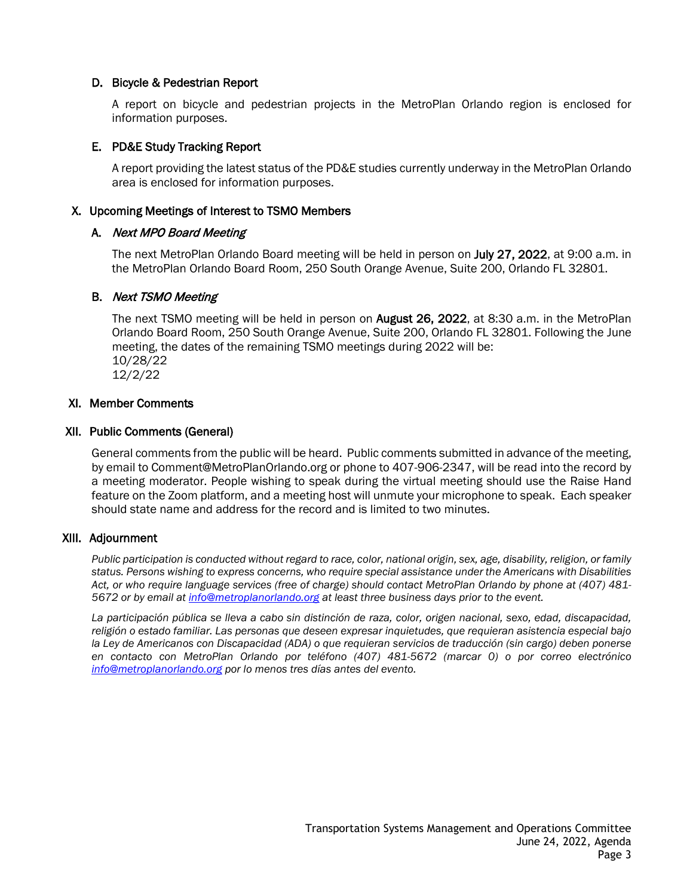### D. Bicycle & Pedestrian Report

A report on bicycle and pedestrian projects in the MetroPlan Orlando region is enclosed for information purposes.

### E. PD&E Study Tracking Report

A report providing the latest status of the PD&E studies currently underway in the MetroPlan Orlando area is enclosed for information purposes.

## X. Upcoming Meetings of Interest to TSMO Members

### A. *Next MPO Board Meeting*

The next MetroPlan Orlando Board meeting will be held in person on **July 27, 2022**, at 9:00 a.m. in the MetroPlan Orlando Board Room, 250 South Orange Avenue, Suite 200, Orlando FL 32801.

### B. *Next TSMO Meeting*

The next TSMO meeting will be held in person on **August 26, 2022**, at 8:30 a.m. in the MetroPlan Orlando Board Room, 250 South Orange Avenue, Suite 200, Orlando FL 32801. Following the June meeting, the dates of the remaining TSMO meetings during 2022 will be:
10/28/22
12/2/22

## XI. Member Comments

## XII. Public Comments (General)

General comments from the public will be heard. Public comments submitted in advance of the meeting, by email to Comment@MetroPlanOrlando.org or phone to 407-906-2347, will be read into the record by a meeting moderator. People wishing to speak during the virtual meeting should use the Raise Hand feature on the Zoom platform, and a meeting host will unmute your microphone to speak. Each speaker should state name and address for the record and is limited to two minutes.

## XIII. Adjournment

*Public participation is conducted without regard to race, color, national origin, sex, age, disability, religion, or family status. Persons wishing to express concerns, who require special assistance under the Americans with Disabilities Act, or who require language services (free of charge) should contact MetroPlan Orlando by phone at (407) 481-5672 or by email at [info@metroplanorlando.org](mailto:info@metroplanorlando.org) at least three business days prior to the event.*

*La participación pública se lleva a cabo sin distinción de raza, color, origen nacional, sexo, edad, discapacidad, religión o estado familiar. Las personas que deseen expresar inquietudes, que requieran asistencia especial bajo la Ley de Americanos con Discapacidad (ADA) o que requieran servicios de traducción (sin cargo) deben ponerse en contacto con MetroPlan Orlando por teléfono (407) 481-5672 (marcar 0) o por correo electrónico [info@metroplanorlando.org](mailto:info@metroplanorlando.org) por lo menos tres días antes del evento.*